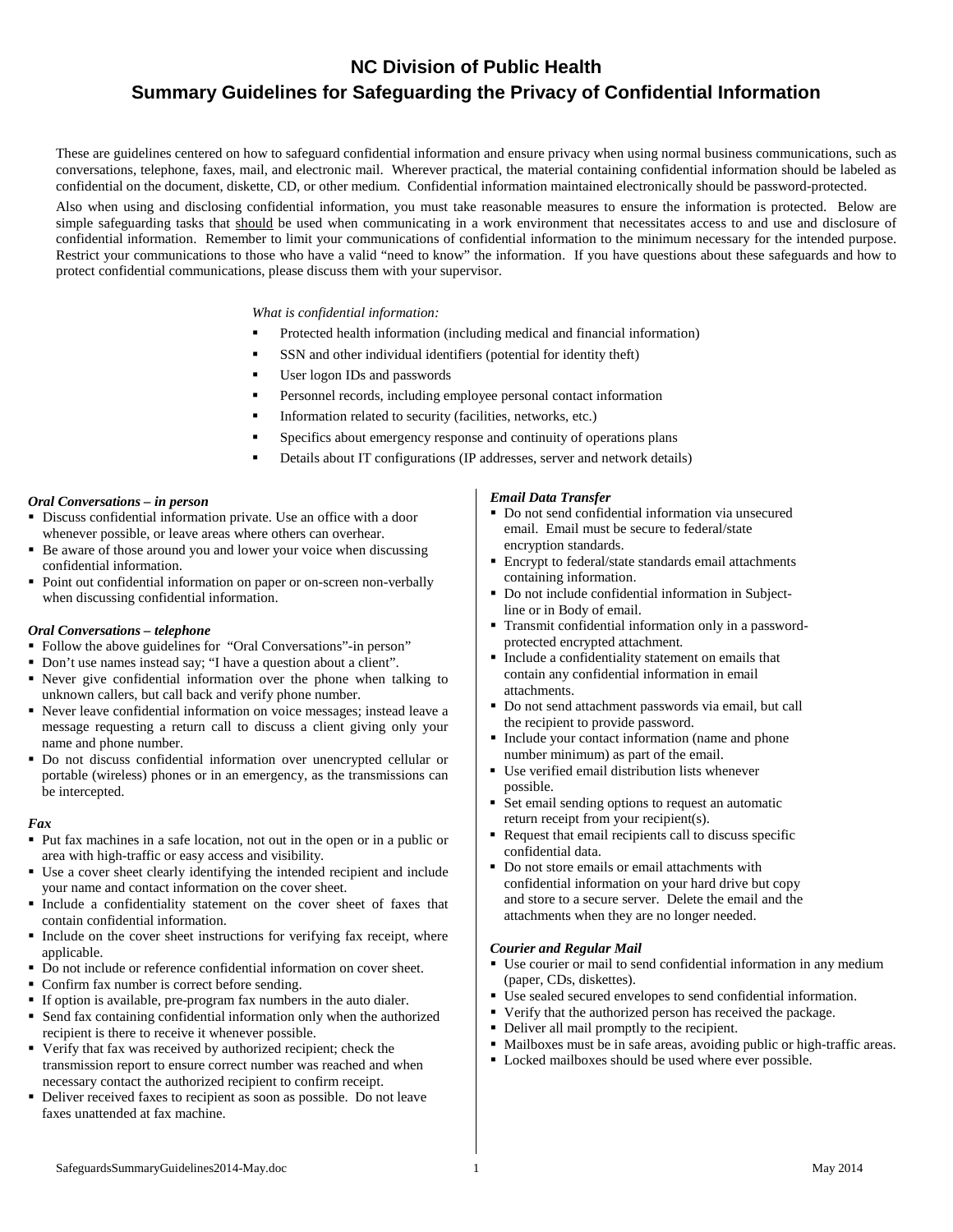# NC Division of Public Health

## Summary Guidelines for Safeguarding the Privacy of Confidential Information

These are guidelines centered on how to safeguard confidential information and ensure privacy when using normal business communications, such as conversations, telephone, faxes, mail, and electronic mail. Wherever practical, the material containing confidential information should be labeled as confidential on the document, diskette, CD, or other medium. Confidential information maintained electronically should be password-protected.

Also when using and disclosing confidential information, you must take reasonable measures to ensure the information is protected. Below are simple safeguarding tasks that should be used when communicating in a work environment that necessitates access to and use and disclosure of confidential information. Remember to limit your communications of confidential information to the minimum necessary for the intended purpose. Restrict your communications to those who have a valid "need to know" the information. If you have questions about these safeguards and how to protect confidential communications, please discuss them with your supervisor.

*What is confidential information:*

- Protected health information (including medical and financial information)
- SSN and other individual identifiers (potential for identity theft)
- User logon IDs and passwords
- Personnel records, including employee personal contact information
- Information related to security (facilities, networks, etc.)
- Specifics about emergency response and continuity of operations plans
- Details about IT configurations (IP addresses, server and network details)

***Oral Conversations – in person***

- Discuss confidential information private. Use an office with a door whenever possible, or leave areas where others can overhear.
- Be aware of those around you and lower your voice when discussing confidential information.
- Point out confidential information on paper or on-screen non-verbally when discussing confidential information.

***Oral Conversations – telephone***

- Follow the above guidelines for "Oral Conversations"-in person"
- Don't use names instead say; "I have a question about a client".
- Never give confidential information over the phone when talking to unknown callers, but call back and verify phone number.
- Never leave confidential information on voice messages; instead leave a message requesting a return call to discuss a client giving only your name and phone number.
- Do not discuss confidential information over unencrypted cellular or portable (wireless) phones or in an emergency, as the transmissions can be intercepted.

***Fax***

- Put fax machines in a safe location, not out in the open or in a public or area with high-traffic or easy access and visibility.
- Use a cover sheet clearly identifying the intended recipient and include your name and contact information on the cover sheet.
- Include a confidentiality statement on the cover sheet of faxes that contain confidential information.
- Include on the cover sheet instructions for verifying fax receipt, where applicable.
- Do not include or reference confidential information on cover sheet.
- Confirm fax number is correct before sending.
- If option is available, pre-program fax numbers in the auto dialer.
- Send fax containing confidential information only when the authorized recipient is there to receive it whenever possible.
- Verify that fax was received by authorized recipient; check the transmission report to ensure correct number was reached and when necessary contact the authorized recipient to confirm receipt.
- Deliver received faxes to recipient as soon as possible. Do not leave faxes unattended at fax machine.

***Email Data Transfer***

- Do not send confidential information via unsecured email. Email must be secure to federal/state encryption standards.
- Encrypt to federal/state standards email attachments containing information.
- Do not include confidential information in Subject-line or in Body of email.
- Transmit confidential information only in a password-protected encrypted attachment.
- Include a confidentiality statement on emails that contain any confidential information in email attachments.
- Do not send attachment passwords via email, but call the recipient to provide password.
- Include your contact information (name and phone number minimum) as part of the email.
- Use verified email distribution lists whenever possible.
- Set email sending options to request an automatic return receipt from your recipient(s).
- Request that email recipients call to discuss specific confidential data.
- Do not store emails or email attachments with confidential information on your hard drive but copy and store to a secure server. Delete the email and the attachments when they are no longer needed.

***Courier and Regular Mail***

- Use courier or mail to send confidential information in any medium (paper, CDs, diskettes).
- Use sealed secured envelopes to send confidential information.
- Verify that the authorized person has received the package.
- Deliver all mail promptly to the recipient.
- Mailboxes must be in safe areas, avoiding public or high-traffic areas.
- Locked mailboxes should be used where ever possible.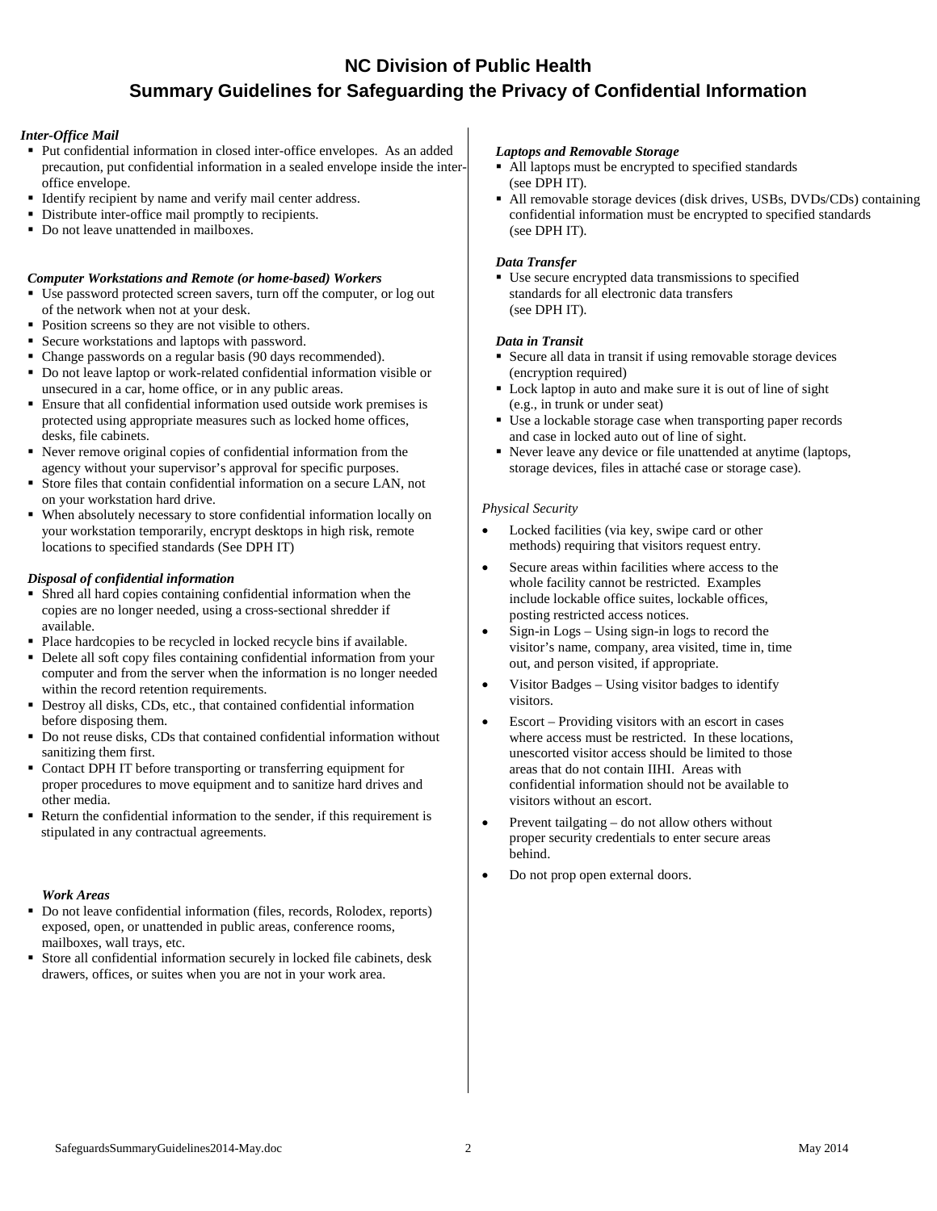# NC Division of Public Health

## Summary Guidelines for Safeguarding the Privacy of Confidential Information

### *Inter-Office Mail*

- Put confidential information in closed inter-office envelopes. As an added precaution, put confidential information in a sealed envelope inside the inter-office envelope.
- Identify recipient by name and verify mail center address.
- Distribute inter-office mail promptly to recipients.
- Do not leave unattended in mailboxes.

### *Computer Workstations and Remote (or home-based) Workers*

- Use password protected screen savers, turn off the computer, or log out of the network when not at your desk.
- Position screens so they are not visible to others.
- Secure workstations and laptops with password.
- Change passwords on a regular basis (90 days recommended).
- Do not leave laptop or work-related confidential information visible or unsecured in a car, home office, or in any public areas.
- Ensure that all confidential information used outside work premises is protected using appropriate measures such as locked home offices, desks, file cabinets.
- Never remove original copies of confidential information from the agency without your supervisor's approval for specific purposes.
- Store files that contain confidential information on a secure LAN, not on your workstation hard drive.
- When absolutely necessary to store confidential information locally on your workstation temporarily, encrypt desktops in high risk, remote locations to specified standards (See DPH IT)

### *Disposal of confidential information*

- Shred all hard copies containing confidential information when the copies are no longer needed, using a cross-sectional shredder if available.
- Place hardcopies to be recycled in locked recycle bins if available.
- Delete all soft copy files containing confidential information from your computer and from the server when the information is no longer needed within the record retention requirements.
- Destroy all disks, CDs, etc., that contained confidential information before disposing them.
- Do not reuse disks, CDs that contained confidential information without sanitizing them first.
- Contact DPH IT before transporting or transferring equipment for proper procedures to move equipment and to sanitize hard drives and other media.
- Return the confidential information to the sender, if this requirement is stipulated in any contractual agreements.

### *Work Areas*

- Do not leave confidential information (files, records, Rolodex, reports) exposed, open, or unattended in public areas, conference rooms, mailboxes, wall trays, etc.
- Store all confidential information securely in locked file cabinets, desk drawers, offices, or suites when you are not in your work area.

### *Laptops and Removable Storage*

- All laptops must be encrypted to specified standards (see DPH IT).
- All removable storage devices (disk drives, USBs, DVDs/CDs) containing confidential information must be encrypted to specified standards (see DPH IT).

### *Data Transfer*

- Use secure encrypted data transmissions to specified standards for all electronic data transfers (see DPH IT).

### *Data in Transit*

- Secure all data in transit if using removable storage devices (encryption required)
- Lock laptop in auto and make sure it is out of line of sight (e.g., in trunk or under seat)
- Use a lockable storage case when transporting paper records and case in locked auto out of line of sight.
- Never leave any device or file unattended at anytime (laptops, storage devices, files in attaché case or storage case).

### *Physical Security*

- Locked facilities (via key, swipe card or other methods) requiring that visitors request entry.
- Secure areas within facilities where access to the whole facility cannot be restricted. Examples include lockable office suites, lockable offices, posting restricted access notices.
- Sign-in Logs – Using sign-in logs to record the visitor's name, company, area visited, time in, time out, and person visited, if appropriate.
- Visitor Badges – Using visitor badges to identify visitors.
- Escort – Providing visitors with an escort in cases where access must be restricted. In these locations, unescorted visitor access should be limited to those areas that do not contain IIHI. Areas with confidential information should not be available to visitors without an escort.
- Prevent tailgating – do not allow others without proper security credentials to enter secure areas behind.
- Do not prop open external doors.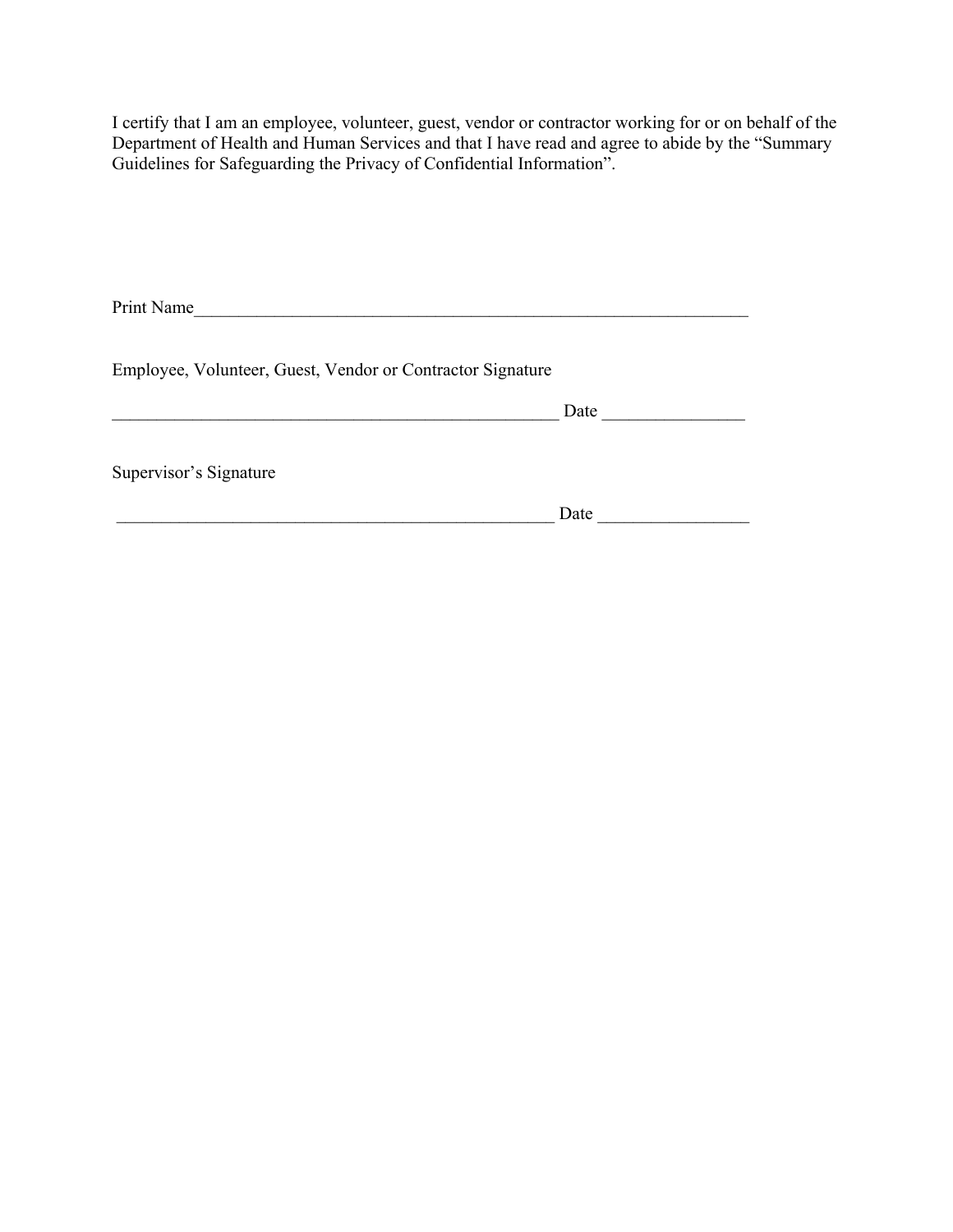I certify that I am an employee, volunteer, guest, vendor or contractor working for or on behalf of the Department of Health and Human Services and that I have read and agree to abide by the "Summary Guidelines for Safeguarding the Privacy of Confidential Information".

Print Name_________________________________________________________________

Employee, Volunteer, Guest, Vendor or Contractor Signature

___________________________________________________ Date ________________

Supervisor's Signature

__________________________________________________ Date _________________